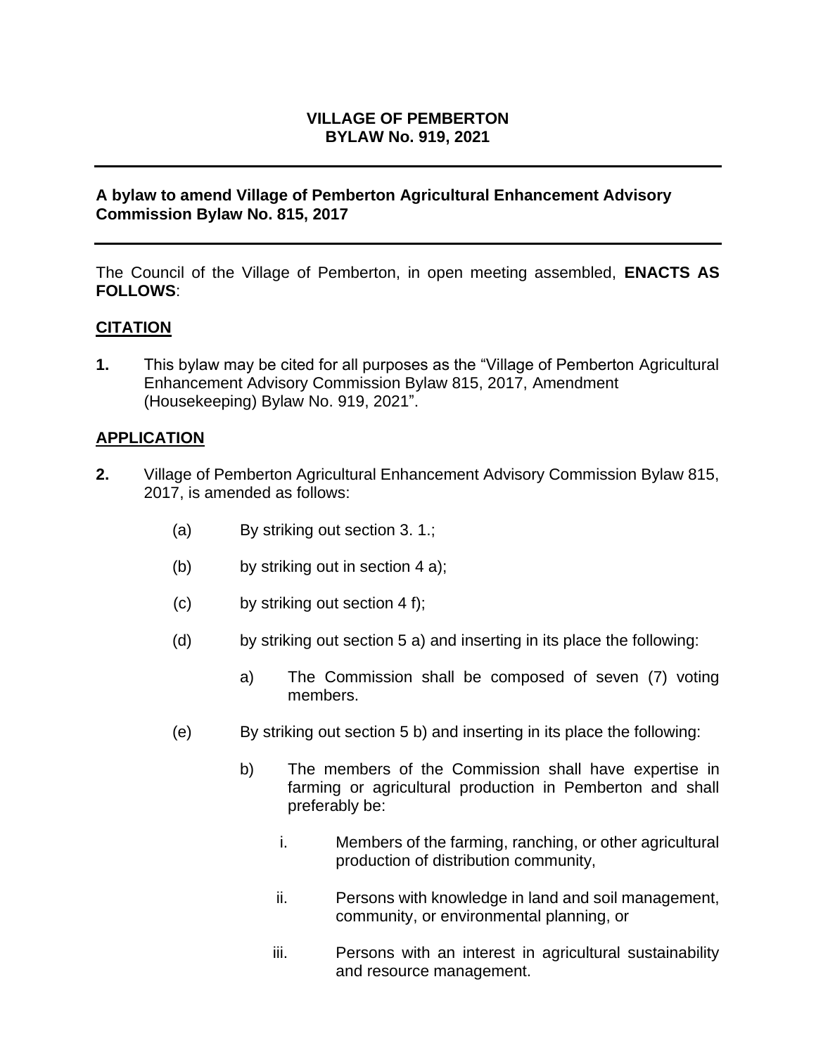**VILLAGE OF PEMBERTON**
**BYLAW No. 919, 2021**

---

**A bylaw to amend Village of Pemberton Agricultural Enhancement Advisory Commission Bylaw No. 815, 2017**

---

The Council of the Village of Pemberton, in open meeting assembled, **ENACTS AS FOLLOWS**:

**CITATION**

**1.** This bylaw may be cited for all purposes as the "Village of Pemberton Agricultural Enhancement Advisory Commission Bylaw 815, 2017, Amendment (Housekeeping) Bylaw No. 919, 2021".

**APPLICATION**

**2.** Village of Pemberton Agricultural Enhancement Advisory Commission Bylaw 815, 2017, is amended as follows:

(a) By striking out section 3. 1.;

(b) by striking out in section 4 a);

(c) by striking out section 4 f);

(d) by striking out section 5 a) and inserting in its place the following:

a) The Commission shall be composed of seven (7) voting members.

(e) By striking out section 5 b) and inserting in its place the following:

b) The members of the Commission shall have expertise in farming or agricultural production in Pemberton and shall preferably be:

i. Members of the farming, ranching, or other agricultural production of distribution community,

ii. Persons with knowledge in land and soil management, community, or environmental planning, or

iii. Persons with an interest in agricultural sustainability and resource management.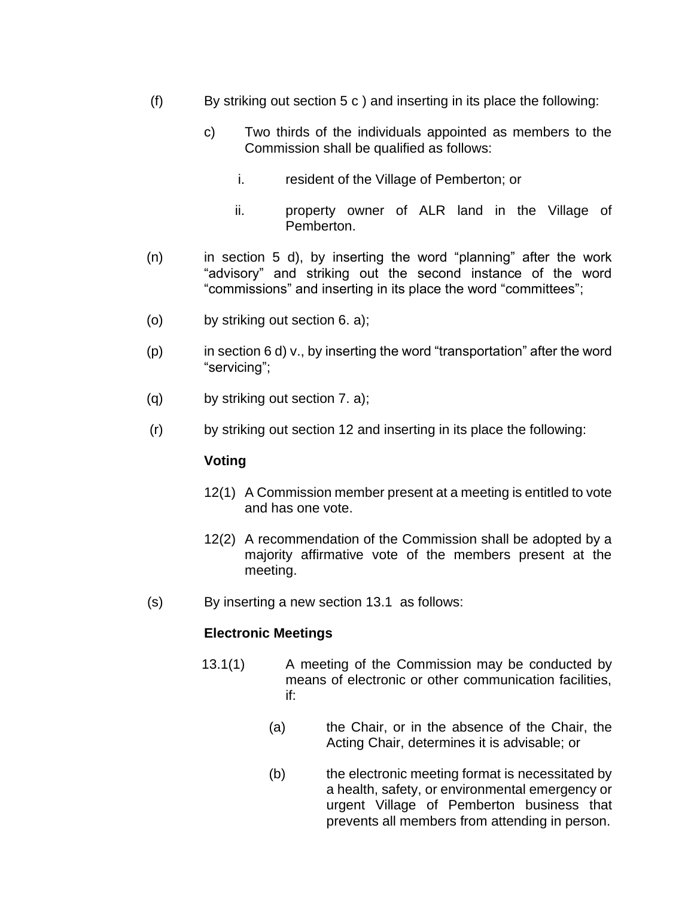(f) By striking out section 5 c ) and inserting in its place the following:

> c) Two thirds of the individuals appointed as members to the Commission shall be qualified as follows:
>
> > i. resident of the Village of Pemberton; or
> >
> > ii. property owner of ALR land in the Village of Pemberton.

(n) in section 5 d), by inserting the word “planning” after the work “advisory” and striking out the second instance of the word “commissions” and inserting in its place the word “committees”;

(o) by striking out section 6. a);

(p) in section 6 d) v., by inserting the word “transportation” after the word “servicing”;

(q) by striking out section 7. a);

(r) by striking out section 12 and inserting in its place the following:

> **Voting**
>
> 12(1) A Commission member present at a meeting is entitled to vote and has one vote.
>
> 12(2) A recommendation of the Commission shall be adopted by a majority affirmative vote of the members present at the meeting.

(s) By inserting a new section 13.1 as follows:

> **Electronic Meetings**
>
> 13.1(1) A meeting of the Commission may be conducted by means of electronic or other communication facilities, if:
>
> > (a) the Chair, or in the absence of the Chair, the Acting Chair, determines it is advisable; or
> >
> > (b) the electronic meeting format is necessitated by a health, safety, or environmental emergency or urgent Village of Pemberton business that prevents all members from attending in person.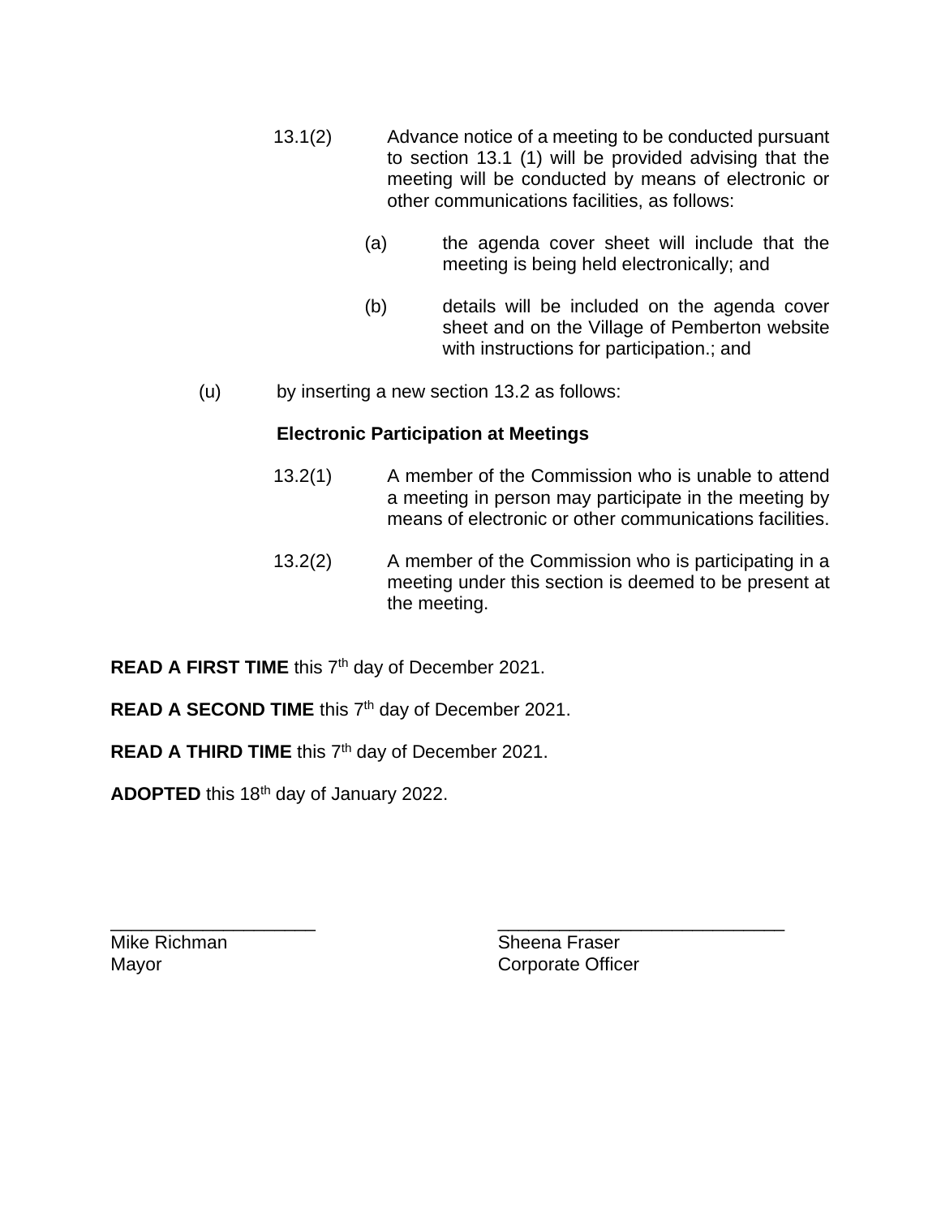13.1(2) Advance notice of a meeting to be conducted pursuant to section 13.1 (1) will be provided advising that the meeting will be conducted by means of electronic or other communications facilities, as follows:

(a) the agenda cover sheet will include that the meeting is being held electronically; and

(b) details will be included on the agenda cover sheet and on the Village of Pemberton website with instructions for participation.; and

(u) by inserting a new section 13.2 as follows:

**Electronic Participation at Meetings**

13.2(1) A member of the Commission who is unable to attend a meeting in person may participate in the meeting by means of electronic or other communications facilities.

13.2(2) A member of the Commission who is participating in a meeting under this section is deemed to be present at the meeting.

**READ A FIRST TIME** this 7th day of December 2021.

**READ A SECOND TIME** this 7th day of December 2021.

**READ A THIRD TIME** this 7th day of December 2021.

**ADOPTED** this 18th day of January 2022.

| | |
|---|---|
| ____________________ | ____________________________ |
| Mike Richman | Sheena Fraser |
| Mayor | Corporate Officer |